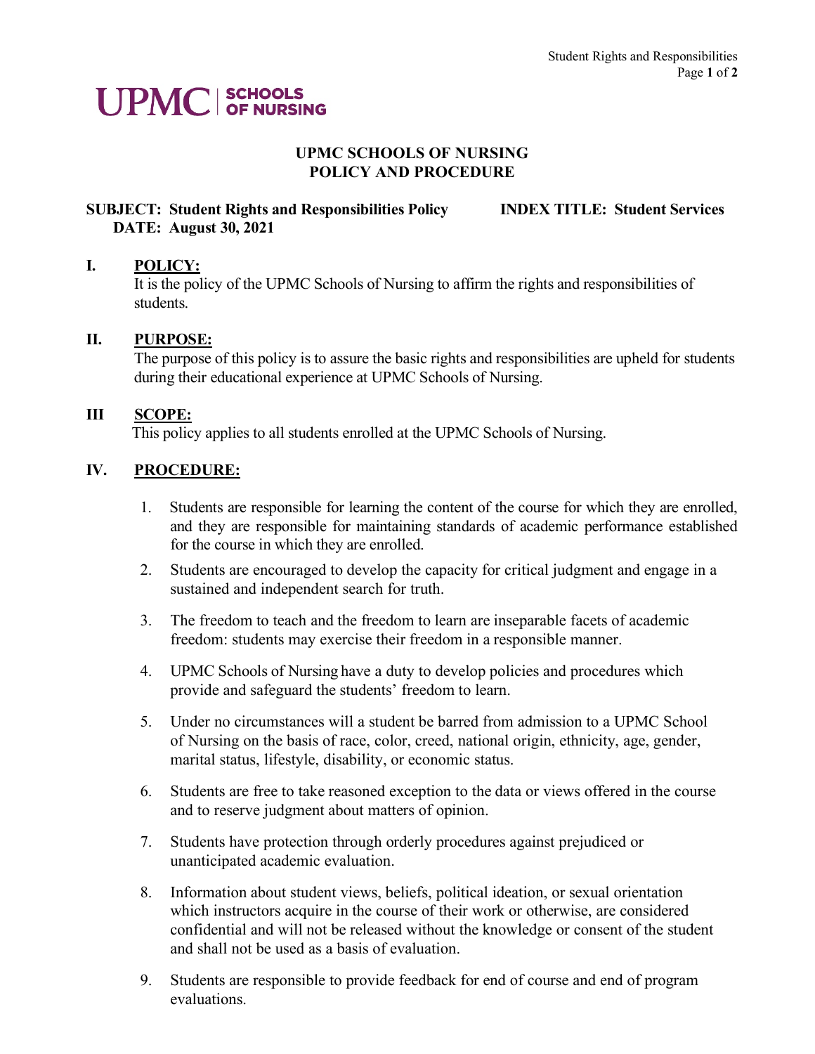UPMC | SCHOOLS OF NURSING

# UPMC SCHOOLS OF NURSING
# POLICY AND PROCEDURE

**SUBJECT: Student Rights and Responsibilities Policy** **INDEX TITLE: Student Services**
**DATE: August 30, 2021**

## I. POLICY:

It is the policy of the UPMC Schools of Nursing to affirm the rights and responsibilities of students.

## II. PURPOSE:

The purpose of this policy is to assure the basic rights and responsibilities are upheld for students during their educational experience at UPMC Schools of Nursing.

## III SCOPE:

This policy applies to all students enrolled at the UPMC Schools of Nursing.

## IV. PROCEDURE:

1. Students are responsible for learning the content of the course for which they are enrolled, and they are responsible for maintaining standards of academic performance established for the course in which they are enrolled.
2. Students are encouraged to develop the capacity for critical judgment and engage in a sustained and independent search for truth.
3. The freedom to teach and the freedom to learn are inseparable facets of academic freedom: students may exercise their freedom in a responsible manner.
4. UPMC Schools of Nursing have a duty to develop policies and procedures which provide and safeguard the students' freedom to learn.
5. Under no circumstances will a student be barred from admission to a UPMC School of Nursing on the basis of race, color, creed, national origin, ethnicity, age, gender, marital status, lifestyle, disability, or economic status.
6. Students are free to take reasoned exception to the data or views offered in the course and to reserve judgment about matters of opinion.
7. Students have protection through orderly procedures against prejudiced or unanticipated academic evaluation.
8. Information about student views, beliefs, political ideation, or sexual orientation which instructors acquire in the course of their work or otherwise, are considered confidential and will not be released without the knowledge or consent of the student and shall not be used as a basis of evaluation.
9. Students are responsible to provide feedback for end of course and end of program evaluations.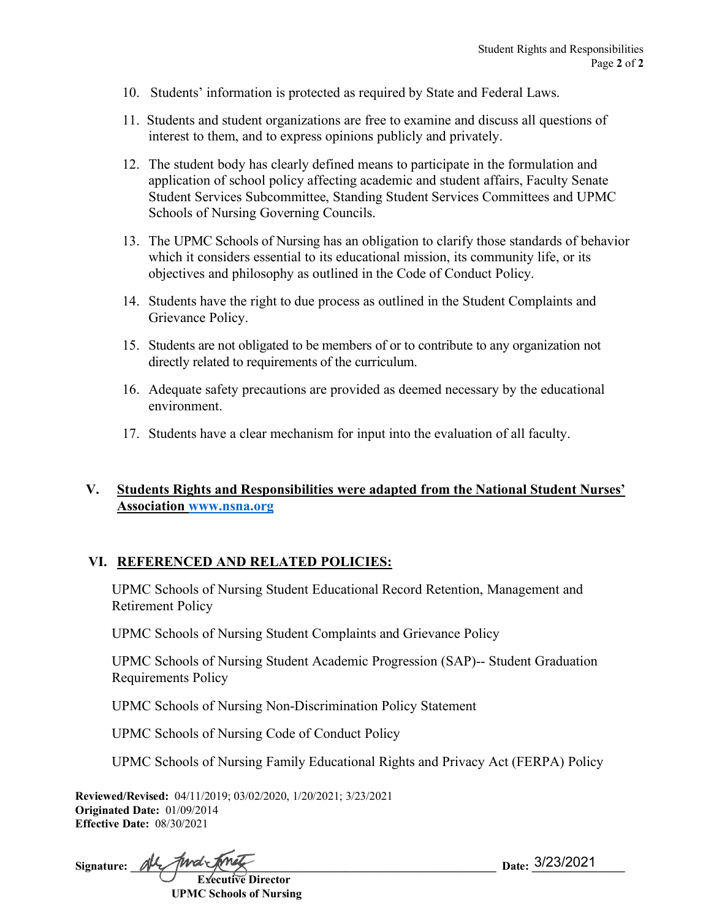10. Students' information is protected as required by State and Federal Laws.
11. Students and student organizations are free to examine and discuss all questions of interest to them, and to express opinions publicly and privately.
12. The student body has clearly defined means to participate in the formulation and application of school policy affecting academic and student affairs, Faculty Senate Student Services Subcommittee, Standing Student Services Committees and UPMC Schools of Nursing Governing Councils.
13. The UPMC Schools of Nursing has an obligation to clarify those standards of behavior which it considers essential to its educational mission, its community life, or its objectives and philosophy as outlined in the Code of Conduct Policy.
14. Students have the right to due process as outlined in the Student Complaints and Grievance Policy.
15. Students are not obligated to be members of or to contribute to any organization not directly related to requirements of the curriculum.
16. Adequate safety precautions are provided as deemed necessary by the educational environment.
17. Students have a clear mechanism for input into the evaluation of all faculty.

## V. Students Rights and Responsibilities were adapted from the National Student Nurses' Association www.nsna.org

## VI. REFERENCED AND RELATED POLICIES:

UPMC Schools of Nursing Student Educational Record Retention, Management and Retirement Policy

UPMC Schools of Nursing Student Complaints and Grievance Policy

UPMC Schools of Nursing Student Academic Progression (SAP)-- Student Graduation Requirements Policy

UPMC Schools of Nursing Non-Discrimination Policy Statement

UPMC Schools of Nursing Code of Conduct Policy

UPMC Schools of Nursing Family Educational Rights and Privacy Act (FERPA) Policy

**Reviewed/Revised:** 04/11/2019; 03/02/2020, 1/20/2021; 3/23/2021
**Originated Date:** 01/09/2014
**Effective Date:** 08/30/2021

**Signature:** ______________________ **Date:** 3/23/2021

**Executive Director**
**UPMC Schools of Nursing**